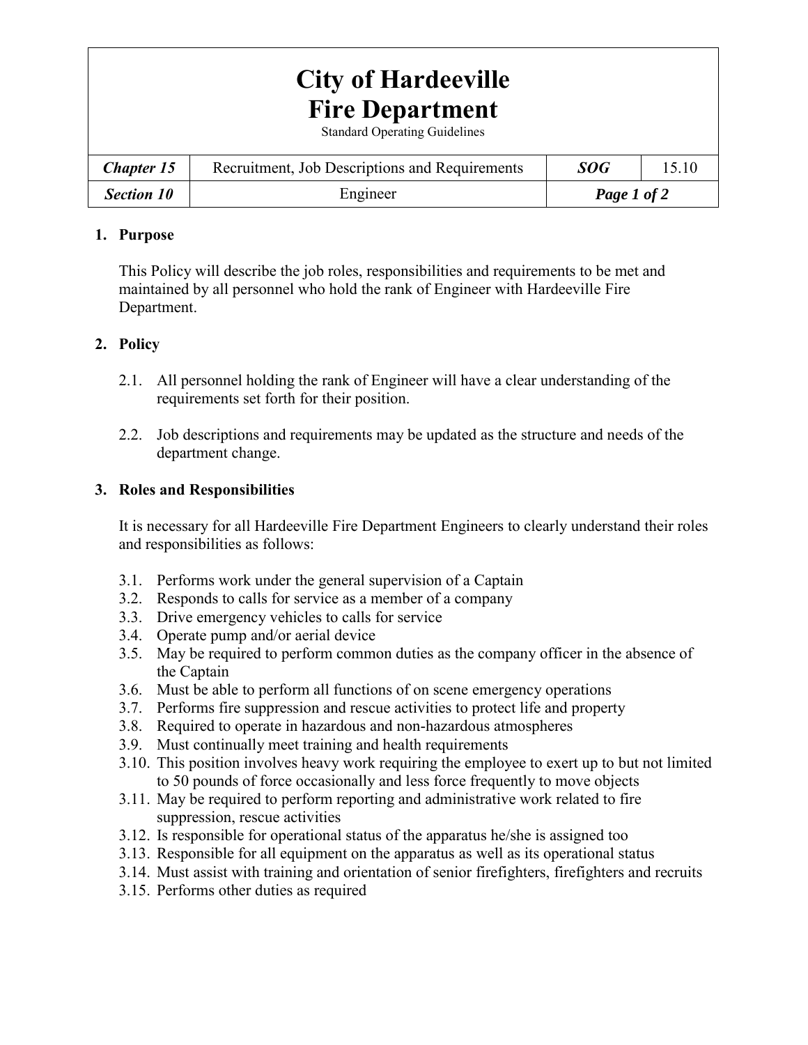# City of Hardeeville
# Fire Department

Standard Operating Guidelines

| ***Chapter 15*** | Recruitment, Job Descriptions and Requirements | ***SOG*** | 15.10 |
|---|---|---|---|
| ***Section 10*** | Engineer | | |

## 1. Purpose

This Policy will describe the job roles, responsibilities and requirements to be met and maintained by all personnel who hold the rank of Engineer with Hardeeville Fire Department.

## 2. Policy

2.1. All personnel holding the rank of Engineer will have a clear understanding of the requirements set forth for their position.

2.2. Job descriptions and requirements may be updated as the structure and needs of the department change.

## 3. Roles and Responsibilities

It is necessary for all Hardeeville Fire Department Engineers to clearly understand their roles and responsibilities as follows:

3.1. Performs work under the general supervision of a Captain
3.2. Responds to calls for service as a member of a company
3.3. Drive emergency vehicles to calls for service
3.4. Operate pump and/or aerial device
3.5. May be required to perform common duties as the company officer in the absence of the Captain
3.6. Must be able to perform all functions of on scene emergency operations
3.7. Performs fire suppression and rescue activities to protect life and property
3.8. Required to operate in hazardous and non-hazardous atmospheres
3.9. Must continually meet training and health requirements
3.10. This position involves heavy work requiring the employee to exert up to but not limited to 50 pounds of force occasionally and less force frequently to move objects
3.11. May be required to perform reporting and administrative work related to fire suppression, rescue activities
3.12. Is responsible for operational status of the apparatus he/she is assigned too
3.13. Responsible for all equipment on the apparatus as well as its operational status
3.14. Must assist with training and orientation of senior firefighters, firefighters and recruits
3.15. Performs other duties as required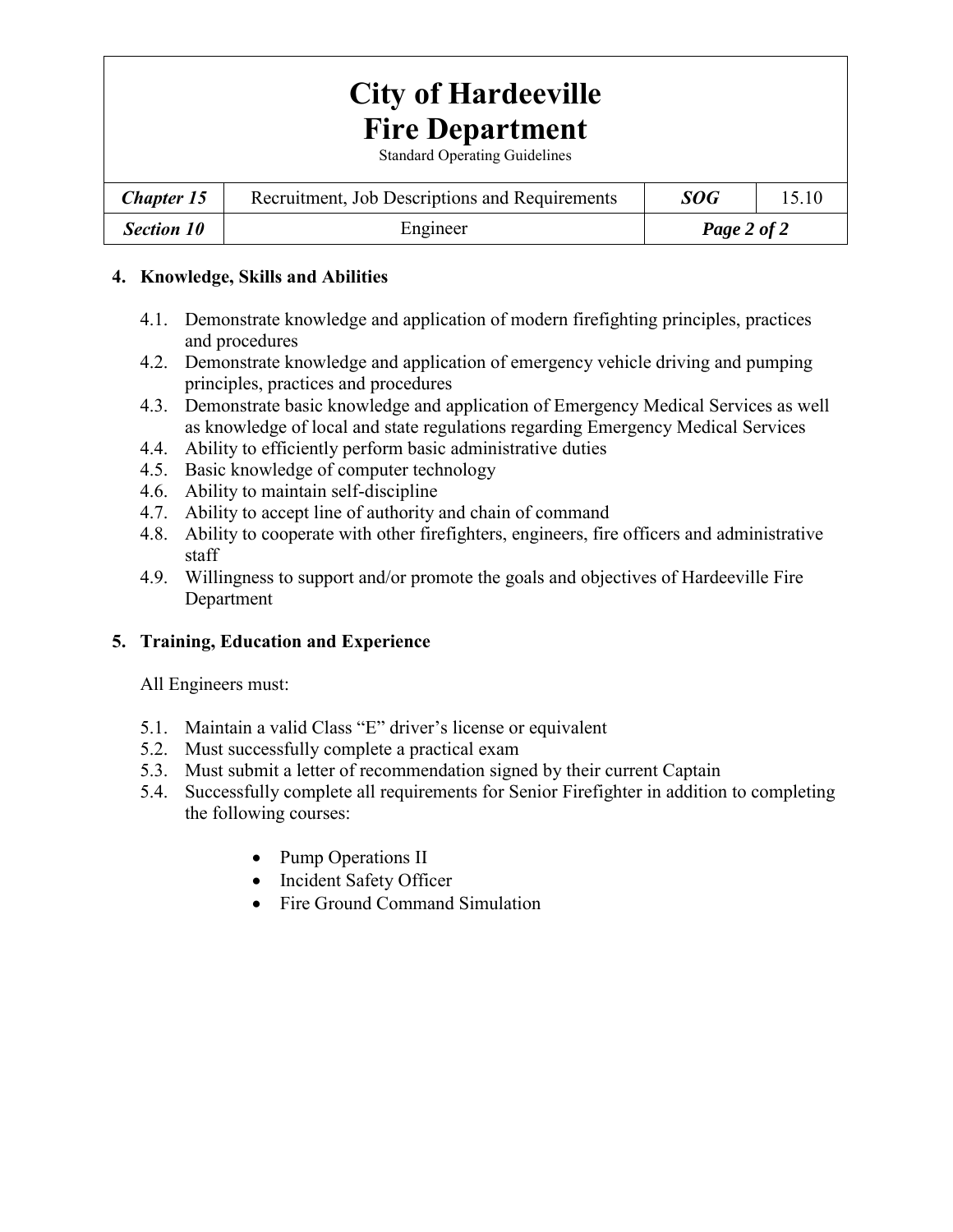**4. Knowledge, Skills and Abilities**

4.1. Demonstrate knowledge and application of modern firefighting principles, practices and procedures
4.2. Demonstrate knowledge and application of emergency vehicle driving and pumping principles, practices and procedures
4.3. Demonstrate basic knowledge and application of Emergency Medical Services as well as knowledge of local and state regulations regarding Emergency Medical Services
4.4. Ability to efficiently perform basic administrative duties
4.5. Basic knowledge of computer technology
4.6. Ability to maintain self-discipline
4.7. Ability to accept line of authority and chain of command
4.8. Ability to cooperate with other firefighters, engineers, fire officers and administrative staff
4.9. Willingness to support and/or promote the goals and objectives of Hardeeville Fire Department

**5. Training, Education and Experience**

All Engineers must:

5.1. Maintain a valid Class "E" driver's license or equivalent
5.2. Must successfully complete a practical exam
5.3. Must submit a letter of recommendation signed by their current Captain
5.4. Successfully complete all requirements for Senior Firefighter in addition to completing the following courses:

- Pump Operations II
- Incident Safety Officer
- Fire Ground Command Simulation